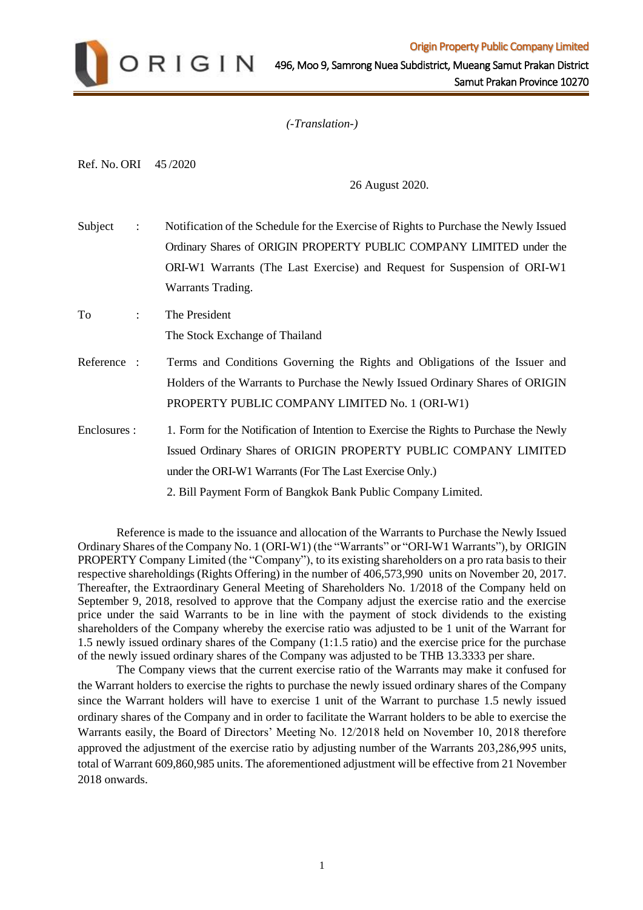**Origin Property Public Company Limited**
496, Moo 9, Samrong Nuea Subdistrict, Mueang Samut Prakan District
Samut Prakan Province 10270

*(-Translation-)*

Ref. No. ORI 45 /2020

26 August 2020.

Subject : Notification of the Schedule for the Exercise of Rights to Purchase the Newly Issued Ordinary Shares of ORIGIN PROPERTY PUBLIC COMPANY LIMITED under the ORI-W1 Warrants (The Last Exercise) and Request for Suspension of ORI-W1 Warrants Trading.

To : The President
The Stock Exchange of Thailand

Reference : Terms and Conditions Governing the Rights and Obligations of the Issuer and Holders of the Warrants to Purchase the Newly Issued Ordinary Shares of ORIGIN PROPERTY PUBLIC COMPANY LIMITED No. 1 (ORI-W1)

Enclosures : 1. Form for the Notification of Intention to Exercise the Rights to Purchase the Newly Issued Ordinary Shares of ORIGIN PROPERTY PUBLIC COMPANY LIMITED under the ORI-W1 Warrants (For The Last Exercise Only.)
2. Bill Payment Form of Bangkok Bank Public Company Limited.

Reference is made to the issuance and allocation of the Warrants to Purchase the Newly Issued Ordinary Shares of the Company No. 1 (ORI-W1) (the "Warrants" or "ORI-W1 Warrants"), by ORIGIN PROPERTY Company Limited (the "Company"), to its existing shareholders on a pro rata basis to their respective shareholdings (Rights Offering) in the number of 406,573,990 units on November 20, 2017. Thereafter, the Extraordinary General Meeting of Shareholders No. 1/2018 of the Company held on September 9, 2018, resolved to approve that the Company adjust the exercise ratio and the exercise price under the said Warrants to be in line with the payment of stock dividends to the existing shareholders of the Company whereby the exercise ratio was adjusted to be 1 unit of the Warrant for 1.5 newly issued ordinary shares of the Company (1:1.5 ratio) and the exercise price for the purchase of the newly issued ordinary shares of the Company was adjusted to be THB 13.3333 per share.

The Company views that the current exercise ratio of the Warrants may make it confused for the Warrant holders to exercise the rights to purchase the newly issued ordinary shares of the Company since the Warrant holders will have to exercise 1 unit of the Warrant to purchase 1.5 newly issued ordinary shares of the Company and in order to facilitate the Warrant holders to be able to exercise the Warrants easily, the Board of Directors' Meeting No. 12/2018 held on November 10, 2018 therefore approved the adjustment of the exercise ratio by adjusting number of the Warrants 203,286,995 units, total of Warrant 609,860,985 units. The aforementioned adjustment will be effective from 21 November 2018 onwards.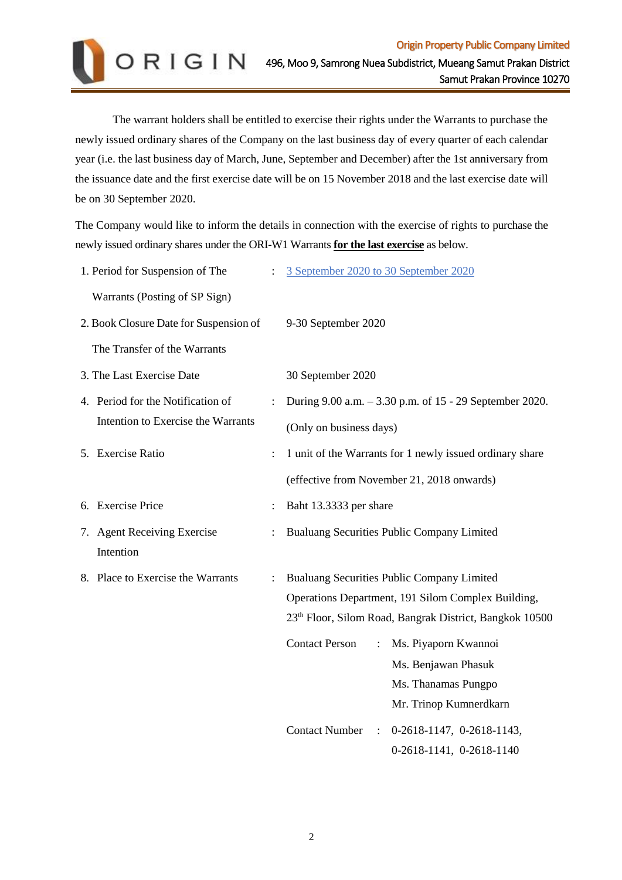The warrant holders shall be entitled to exercise their rights under the Warrants to purchase the newly issued ordinary shares of the Company on the last business day of every quarter of each calendar year (i.e. the last business day of March, June, September and December) after the 1st anniversary from the issuance date and the first exercise date will be on 15 November 2018 and the last exercise date will be on 30 September 2020.

The Company would like to inform the details in connection with the exercise of rights to purchase the newly issued ordinary shares under the ORI-W1 Warrants **for the last exercise** as below.

1. Period for Suspension of The Warrants (Posting of SP Sign) : 3 September 2020 to 30 September 2020
2. Book Closure Date for Suspension of The Transfer of the Warrants : 9-30 September 2020
3. The Last Exercise Date : 30 September 2020
4. Period for the Notification of Intention to Exercise the Warrants : During 9.00 a.m. – 3.30 p.m. of 15 - 29 September 2020. (Only on business days)
5. Exercise Ratio : 1 unit of the Warrants for 1 newly issued ordinary share (effective from November 21, 2018 onwards)
6. Exercise Price : Baht 13.3333 per share
7. Agent Receiving Exercise Intention : Bualuang Securities Public Company Limited
8. Place to Exercise the Warrants : Bualuang Securities Public Company Limited Operations Department, 191 Silom Complex Building, 23th Floor, Silom Road, Bangrak District, Bangkok 10500

   Contact Person : Ms. Piyaporn Kwannoi
   Ms. Benjawan Phasuk
   Ms. Thanamas Pungpo
   Mr. Trinop Kumnerdkarn

   Contact Number : 0-2618-1147, 0-2618-1143, 0-2618-1141, 0-2618-1140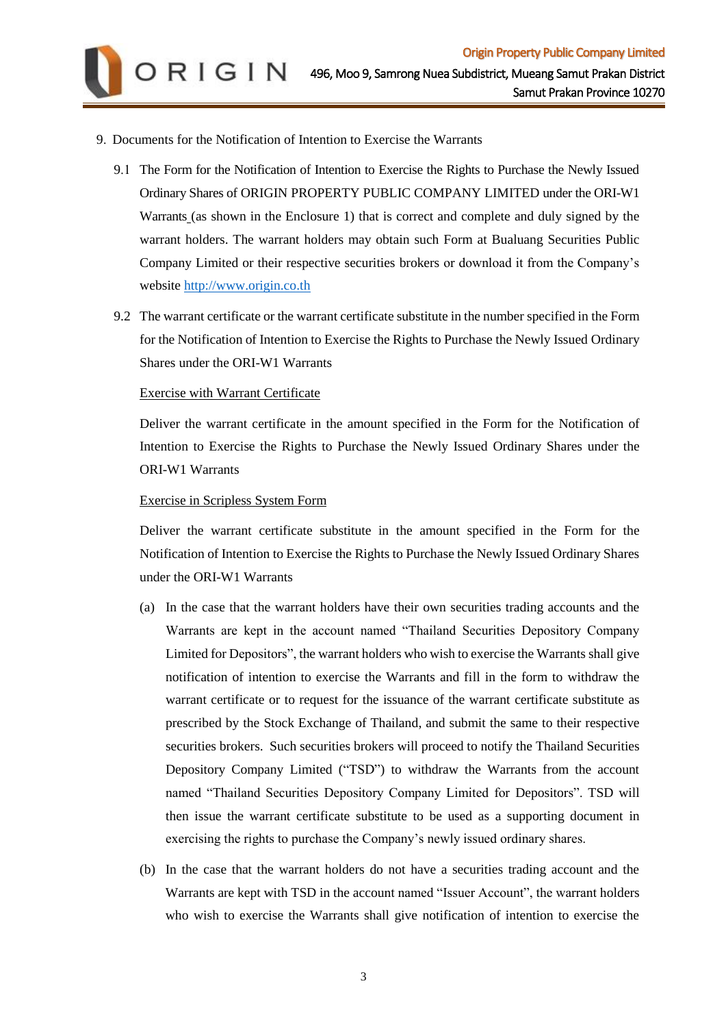9. Documents for the Notification of Intention to Exercise the Warrants

   9.1 The Form for the Notification of Intention to Exercise the Rights to Purchase the Newly Issued Ordinary Shares of ORIGIN PROPERTY PUBLIC COMPANY LIMITED under the ORI-W1 Warrants (as shown in the Enclosure 1) that is correct and complete and duly signed by the warrant holders. The warrant holders may obtain such Form at Bualuang Securities Public Company Limited or their respective securities brokers or download it from the Company's website [http://www.origin.co.th](http://www.origin.co.th)

   9.2 The warrant certificate or the warrant certificate substitute in the number specified in the Form for the Notification of Intention to Exercise the Rights to Purchase the Newly Issued Ordinary Shares under the ORI-W1 Warrants

   <u>Exercise with Warrant Certificate</u>

   Deliver the warrant certificate in the amount specified in the Form for the Notification of Intention to Exercise the Rights to Purchase the Newly Issued Ordinary Shares under the ORI-W1 Warrants

   <u>Exercise in Scripless System Form</u>

   Deliver the warrant certificate substitute in the amount specified in the Form for the Notification of Intention to Exercise the Rights to Purchase the Newly Issued Ordinary Shares under the ORI-W1 Warrants

   (a) In the case that the warrant holders have their own securities trading accounts and the Warrants are kept in the account named "Thailand Securities Depository Company Limited for Depositors", the warrant holders who wish to exercise the Warrants shall give notification of intention to exercise the Warrants and fill in the form to withdraw the warrant certificate or to request for the issuance of the warrant certificate substitute as prescribed by the Stock Exchange of Thailand, and submit the same to their respective securities brokers. Such securities brokers will proceed to notify the Thailand Securities Depository Company Limited ("TSD") to withdraw the Warrants from the account named "Thailand Securities Depository Company Limited for Depositors". TSD will then issue the warrant certificate substitute to be used as a supporting document in exercising the rights to purchase the Company's newly issued ordinary shares.

   (b) In the case that the warrant holders do not have a securities trading account and the Warrants are kept with TSD in the account named "Issuer Account", the warrant holders who wish to exercise the Warrants shall give notification of intention to exercise the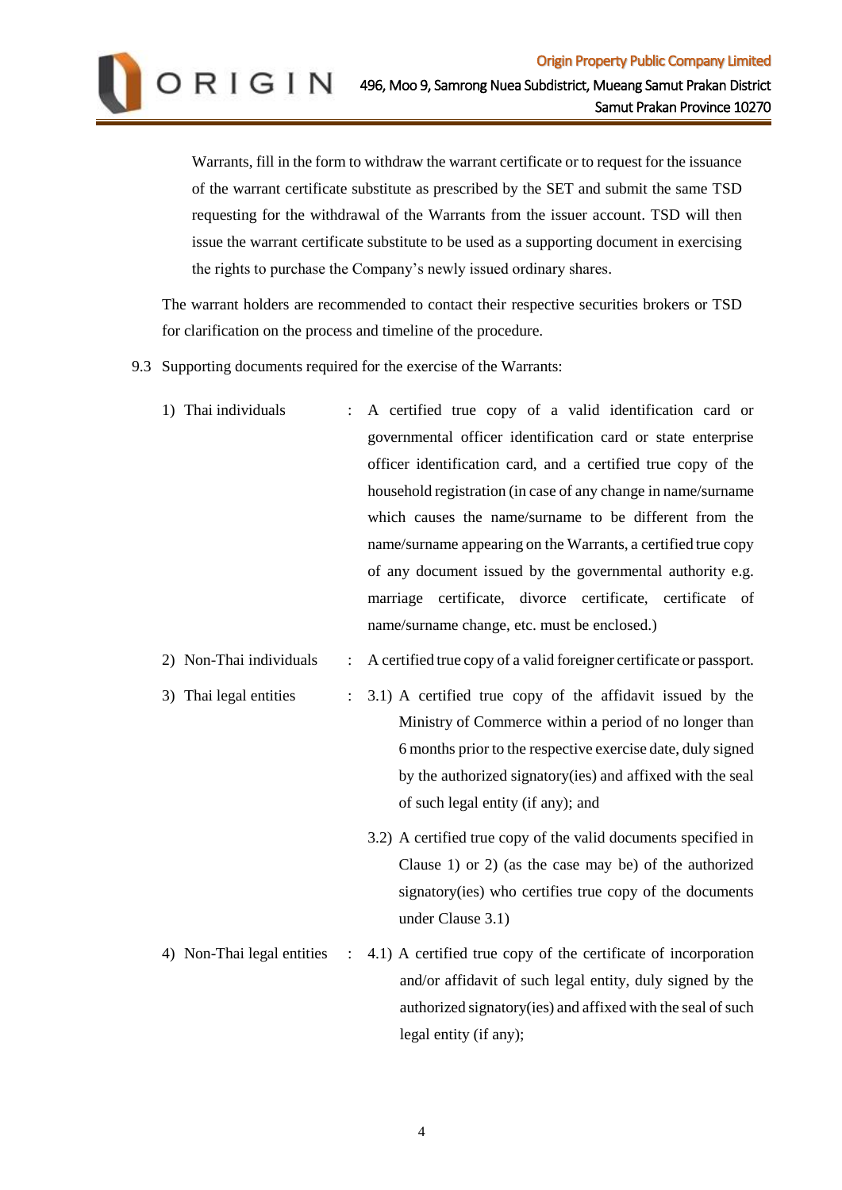Warrants, fill in the form to withdraw the warrant certificate or to request for the issuance of the warrant certificate substitute as prescribed by the SET and submit the same TSD requesting for the withdrawal of the Warrants from the issuer account. TSD will then issue the warrant certificate substitute to be used as a supporting document in exercising the rights to purchase the Company's newly issued ordinary shares.

The warrant holders are recommended to contact their respective securities brokers or TSD for clarification on the process and timeline of the procedure.

9.3 Supporting documents required for the exercise of the Warrants:

1) Thai individuals : A certified true copy of a valid identification card or governmental officer identification card or state enterprise officer identification card, and a certified true copy of the household registration (in case of any change in name/surname which causes the name/surname to be different from the name/surname appearing on the Warrants, a certified true copy of any document issued by the governmental authority e.g. marriage certificate, divorce certificate, certificate of name/surname change, etc. must be enclosed.)

2) Non-Thai individuals : A certified true copy of a valid foreigner certificate or passport.

3) Thai legal entities :
   - 3.1) A certified true copy of the affidavit issued by the Ministry of Commerce within a period of no longer than 6 months prior to the respective exercise date, duly signed by the authorized signatory(ies) and affixed with the seal of such legal entity (if any); and
   - 3.2) A certified true copy of the valid documents specified in Clause 1) or 2) (as the case may be) of the authorized signatory(ies) who certifies true copy of the documents under Clause 3.1)

4) Non-Thai legal entities :
   - 4.1) A certified true copy of the certificate of incorporation and/or affidavit of such legal entity, duly signed by the authorized signatory(ies) and affixed with the seal of such legal entity (if any);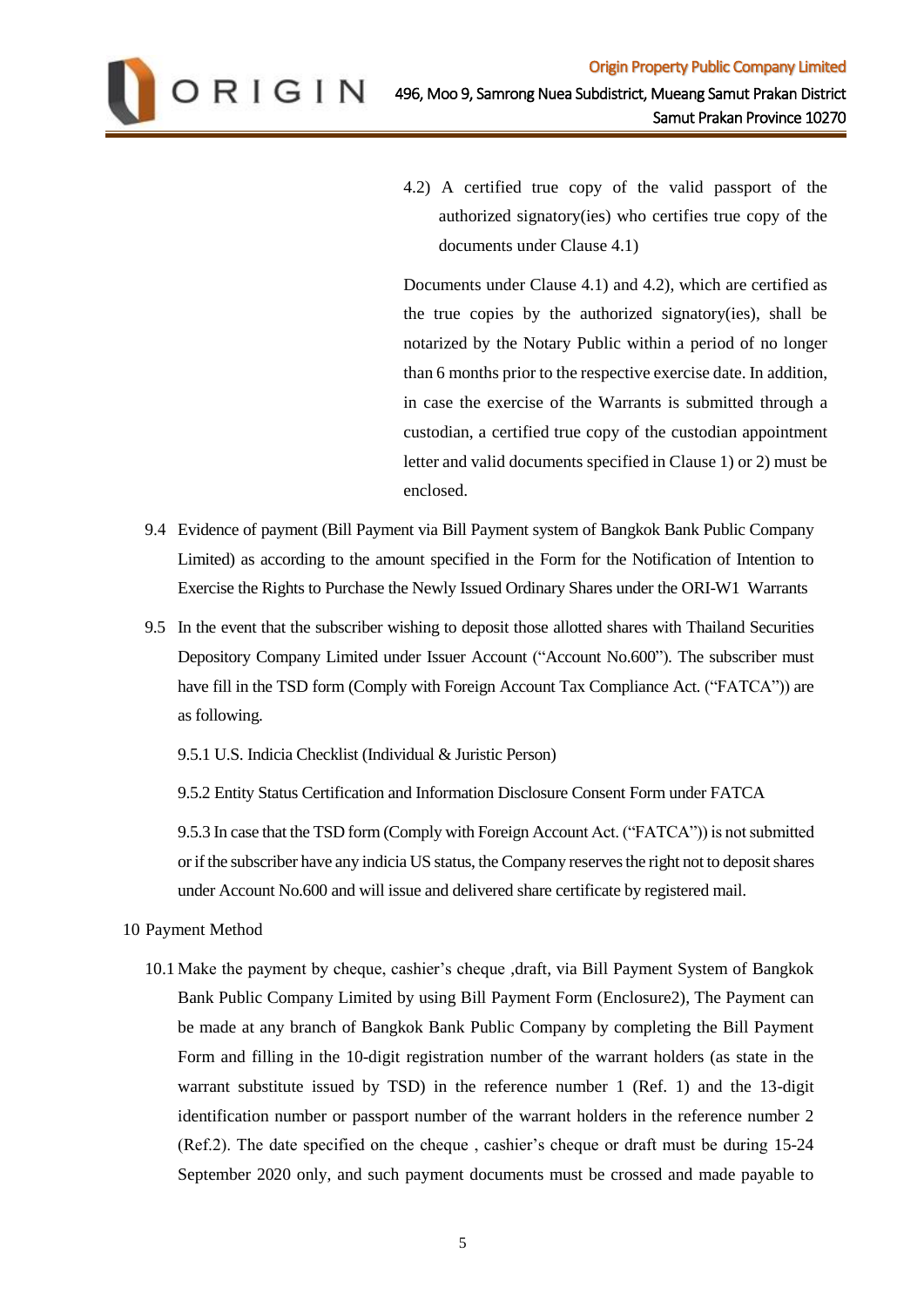4.2) A certified true copy of the valid passport of the authorized signatory(ies) who certifies true copy of the documents under Clause 4.1)

Documents under Clause 4.1) and 4.2), which are certified as the true copies by the authorized signatory(ies), shall be notarized by the Notary Public within a period of no longer than 6 months prior to the respective exercise date. In addition, in case the exercise of the Warrants is submitted through a custodian, a certified true copy of the custodian appointment letter and valid documents specified in Clause 1) or 2) must be enclosed.

9.4 Evidence of payment (Bill Payment via Bill Payment system of Bangkok Bank Public Company Limited) as according to the amount specified in the Form for the Notification of Intention to Exercise the Rights to Purchase the Newly Issued Ordinary Shares under the ORI-W1 Warrants

9.5 In the event that the subscriber wishing to deposit those allotted shares with Thailand Securities Depository Company Limited under Issuer Account ("Account No.600"). The subscriber must have fill in the TSD form (Comply with Foreign Account Tax Compliance Act. ("FATCA")) are as following.

9.5.1 U.S. Indicia Checklist (Individual & Juristic Person)

9.5.2 Entity Status Certification and Information Disclosure Consent Form under FATCA

9.5.3 In case that the TSD form (Comply with Foreign Account Act. ("FATCA")) is not submitted or if the subscriber have any indicia US status, the Company reserves the right not to deposit shares under Account No.600 and will issue and delivered share certificate by registered mail.

10 Payment Method

10.1 Make the payment by cheque, cashier's cheque ,draft, via Bill Payment System of Bangkok Bank Public Company Limited by using Bill Payment Form (Enclosure2), The Payment can be made at any branch of Bangkok Bank Public Company by completing the Bill Payment Form and filling in the 10-digit registration number of the warrant holders (as state in the warrant substitute issued by TSD) in the reference number 1 (Ref. 1) and the 13-digit identification number or passport number of the warrant holders in the reference number 2 (Ref.2). The date specified on the cheque , cashier's cheque or draft must be during 15-24 September 2020 only, and such payment documents must be crossed and made payable to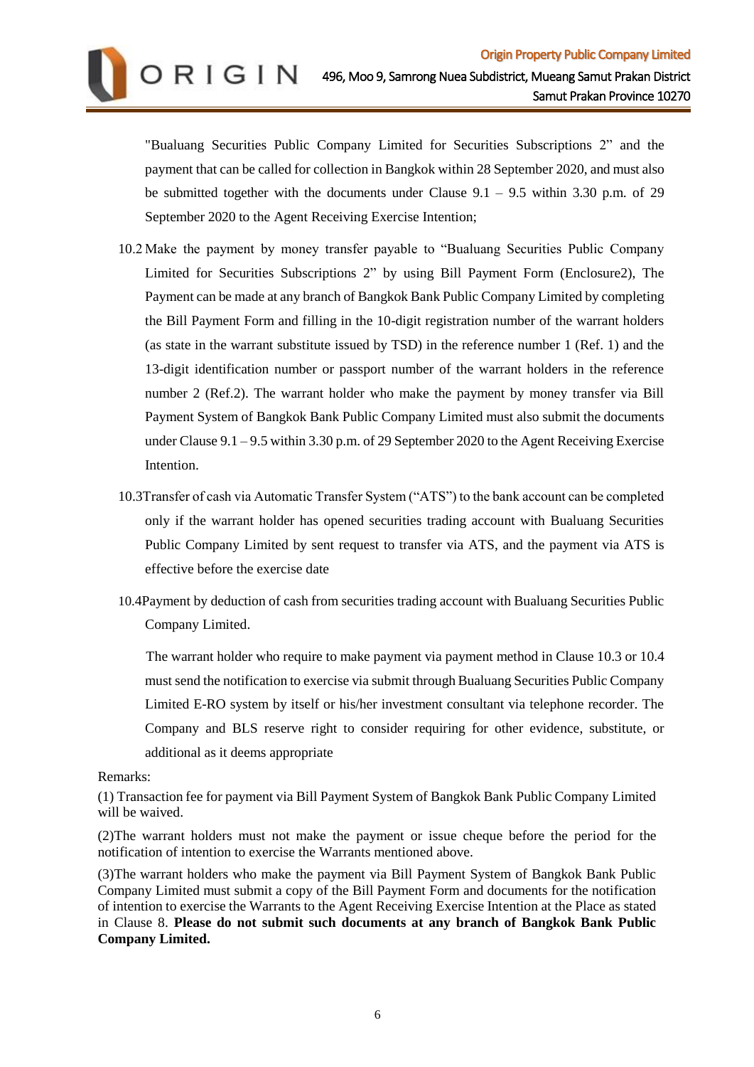"Bualuang Securities Public Company Limited for Securities Subscriptions 2" and the payment that can be called for collection in Bangkok within 28 September 2020, and must also be submitted together with the documents under Clause 9.1 – 9.5 within 3.30 p.m. of 29 September 2020 to the Agent Receiving Exercise Intention;

10.2 Make the payment by money transfer payable to "Bualuang Securities Public Company Limited for Securities Subscriptions 2" by using Bill Payment Form (Enclosure2), The Payment can be made at any branch of Bangkok Bank Public Company Limited by completing the Bill Payment Form and filling in the 10-digit registration number of the warrant holders (as state in the warrant substitute issued by TSD) in the reference number 1 (Ref. 1) and the 13-digit identification number or passport number of the warrant holders in the reference number 2 (Ref.2). The warrant holder who make the payment by money transfer via Bill Payment System of Bangkok Bank Public Company Limited must also submit the documents under Clause 9.1 – 9.5 within 3.30 p.m. of 29 September 2020 to the Agent Receiving Exercise Intention.

10.3Transfer of cash via Automatic Transfer System ("ATS") to the bank account can be completed only if the warrant holder has opened securities trading account with Bualuang Securities Public Company Limited by sent request to transfer via ATS, and the payment via ATS is effective before the exercise date

10.4Payment by deduction of cash from securities trading account with Bualuang Securities Public Company Limited.

The warrant holder who require to make payment via payment method in Clause 10.3 or 10.4 must send the notification to exercise via submit through Bualuang Securities Public Company Limited E-RO system by itself or his/her investment consultant via telephone recorder. The Company and BLS reserve right to consider requiring for other evidence, substitute, or additional as it deems appropriate

Remarks:

(1) Transaction fee for payment via Bill Payment System of Bangkok Bank Public Company Limited will be waived.

(2)The warrant holders must not make the payment or issue cheque before the period for the notification of intention to exercise the Warrants mentioned above.

(3)The warrant holders who make the payment via Bill Payment System of Bangkok Bank Public Company Limited must submit a copy of the Bill Payment Form and documents for the notification of intention to exercise the Warrants to the Agent Receiving Exercise Intention at the Place as stated in Clause 8. **Please do not submit such documents at any branch of Bangkok Bank Public Company Limited.**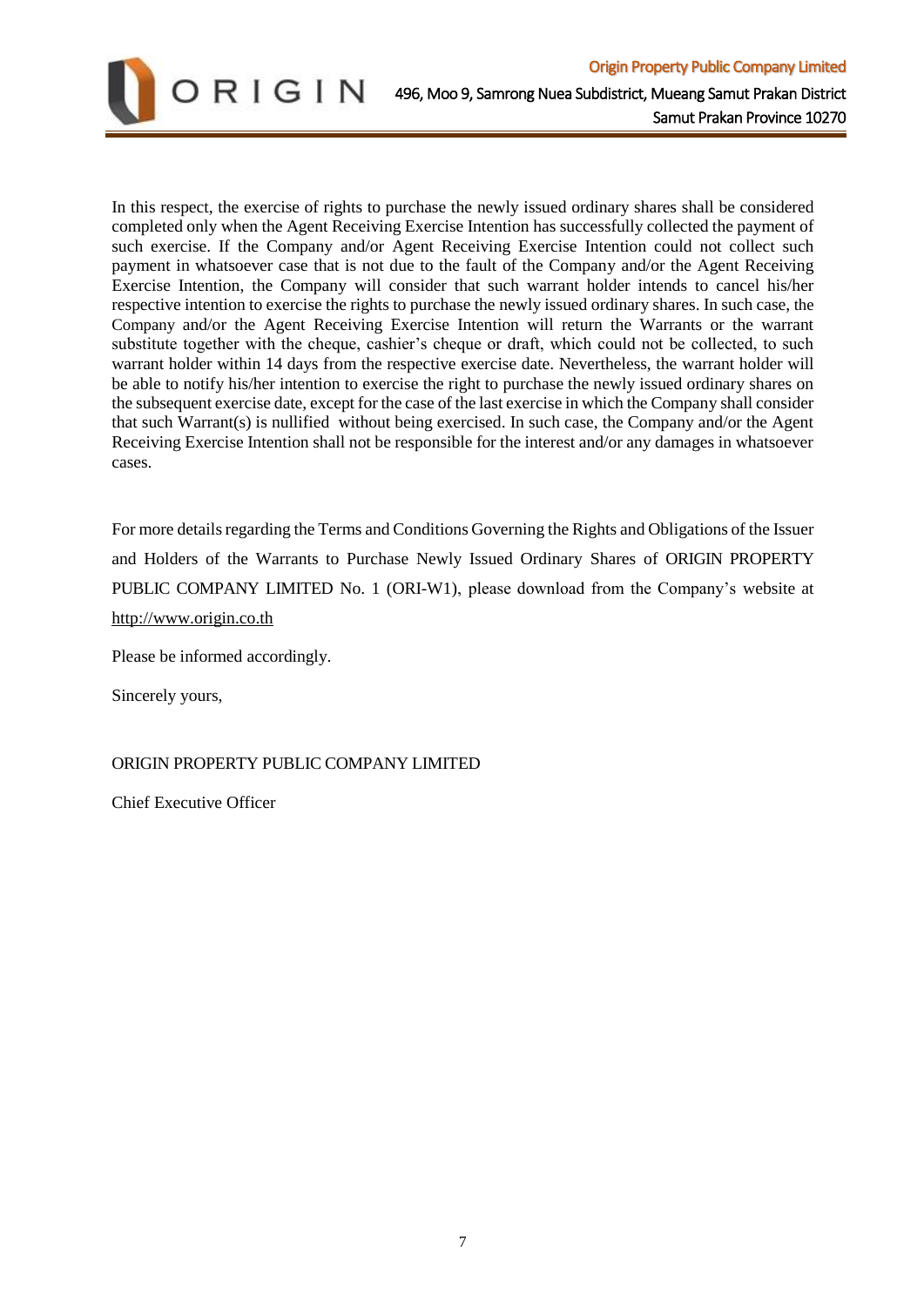In this respect, the exercise of rights to purchase the newly issued ordinary shares shall be considered completed only when the Agent Receiving Exercise Intention has successfully collected the payment of such exercise. If the Company and/or Agent Receiving Exercise Intention could not collect such payment in whatsoever case that is not due to the fault of the Company and/or the Agent Receiving Exercise Intention, the Company will consider that such warrant holder intends to cancel his/her respective intention to exercise the rights to purchase the newly issued ordinary shares. In such case, the Company and/or the Agent Receiving Exercise Intention will return the Warrants or the warrant substitute together with the cheque, cashier's cheque or draft, which could not be collected, to such warrant holder within 14 days from the respective exercise date. Nevertheless, the warrant holder will be able to notify his/her intention to exercise the right to purchase the newly issued ordinary shares on the subsequent exercise date, except for the case of the last exercise in which the Company shall consider that such Warrant(s) is nullified without being exercised. In such case, the Company and/or the Agent Receiving Exercise Intention shall not be responsible for the interest and/or any damages in whatsoever cases.

For more details regarding the Terms and Conditions Governing the Rights and Obligations of the Issuer and Holders of the Warrants to Purchase Newly Issued Ordinary Shares of ORIGIN PROPERTY PUBLIC COMPANY LIMITED No. 1 (ORI-W1), please download from the Company's website at http://www.origin.co.th

Please be informed accordingly.

Sincerely yours,

ORIGIN PROPERTY PUBLIC COMPANY LIMITED

Chief Executive Officer